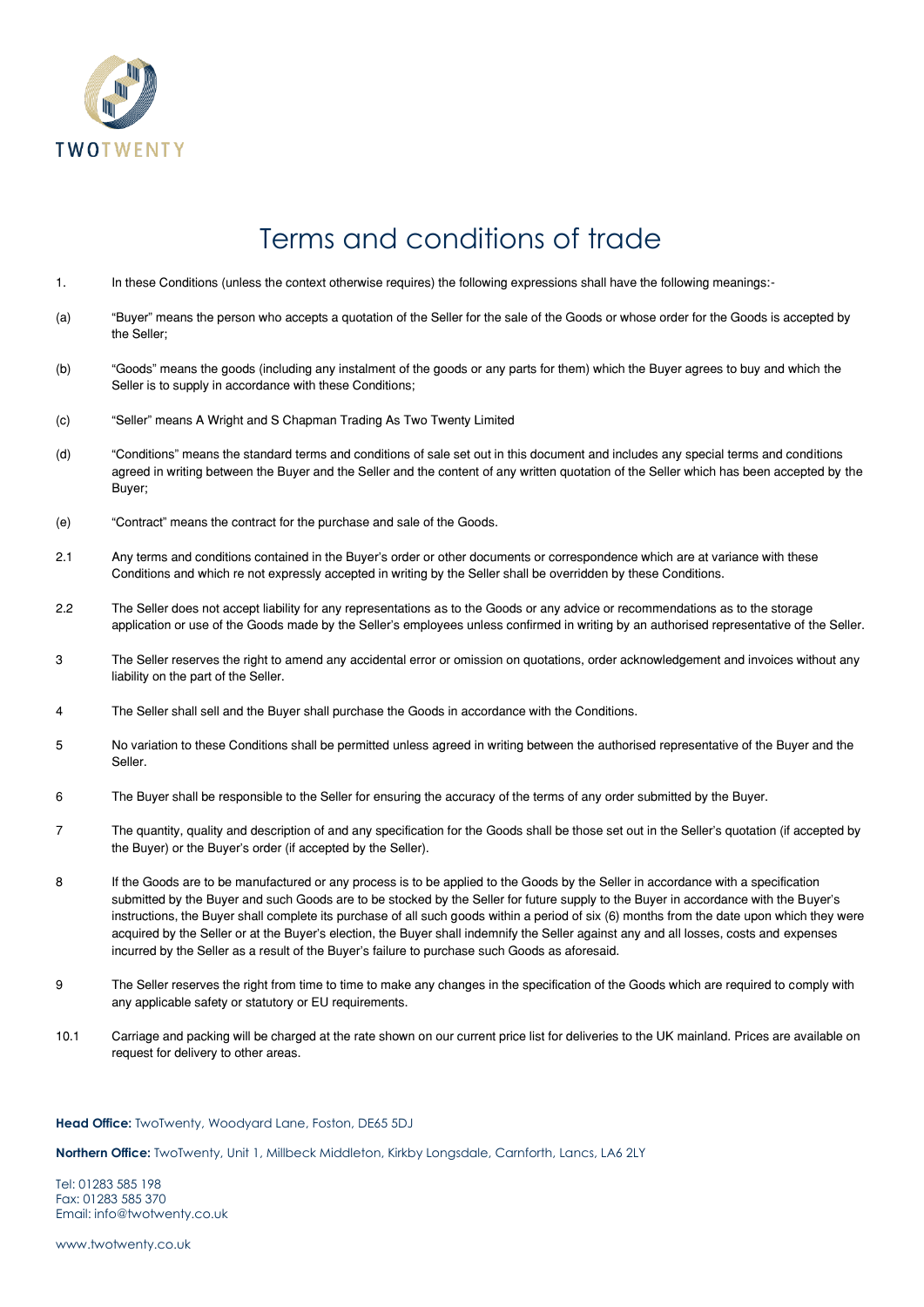TWOTWENTY

# Terms and conditions of trade

1. In these Conditions (unless the context otherwise requires) the following expressions shall have the following meanings:-

(a) "Buyer" means the person who accepts a quotation of the Seller for the sale of the Goods or whose order for the Goods is accepted by the Seller;

(b) "Goods" means the goods (including any instalment of the goods or any parts for them) which the Buyer agrees to buy and which the Seller is to supply in accordance with these Conditions;

(c) "Seller" means A Wright and S Chapman Trading As Two Twenty Limited

(d) "Conditions" means the standard terms and conditions of sale set out in this document and includes any special terms and conditions agreed in writing between the Buyer and the Seller and the content of any written quotation of the Seller which has been accepted by the Buyer;

(e) "Contract" means the contract for the purchase and sale of the Goods.

2.1 Any terms and conditions contained in the Buyer's order or other documents or correspondence which are at variance with these Conditions and which re not expressly accepted in writing by the Seller shall be overridden by these Conditions.

2.2 The Seller does not accept liability for any representations as to the Goods or any advice or recommendations as to the storage application or use of the Goods made by the Seller's employees unless confirmed in writing by an authorised representative of the Seller.

3 The Seller reserves the right to amend any accidental error or omission on quotations, order acknowledgement and invoices without any liability on the part of the Seller.

4 The Seller shall sell and the Buyer shall purchase the Goods in accordance with the Conditions.

5 No variation to these Conditions shall be permitted unless agreed in writing between the authorised representative of the Buyer and the Seller.

6 The Buyer shall be responsible to the Seller for ensuring the accuracy of the terms of any order submitted by the Buyer.

7 The quantity, quality and description of and any specification for the Goods shall be those set out in the Seller's quotation (if accepted by the Buyer) or the Buyer's order (if accepted by the Seller).

8 If the Goods are to be manufactured or any process is to be applied to the Goods by the Seller in accordance with a specification submitted by the Buyer and such Goods are to be stocked by the Seller for future supply to the Buyer in accordance with the Buyer's instructions, the Buyer shall complete its purchase of all such goods within a period of six (6) months from the date upon which they were acquired by the Seller or at the Buyer's election, the Buyer shall indemnify the Seller against any and all losses, costs and expenses incurred by the Seller as a result of the Buyer's failure to purchase such Goods as aforesaid.

9 The Seller reserves the right from time to time to make any changes in the specification of the Goods which are required to comply with any applicable safety or statutory or EU requirements.

10.1 Carriage and packing will be charged at the rate shown on our current price list for deliveries to the UK mainland. Prices are available on request for delivery to other areas.

**Head Office:** TwoTwenty, Woodyard Lane, Foston, DE65 5DJ

**Northern Office:** TwoTwenty, Unit 1, Millbeck Middleton, Kirkby Longsdale, Carnforth, Lancs, LA6 2LY

Tel: 01283 585 198
Fax: 01283 585 370
Email: info@twotwenty.co.uk

www.twotwenty.co.uk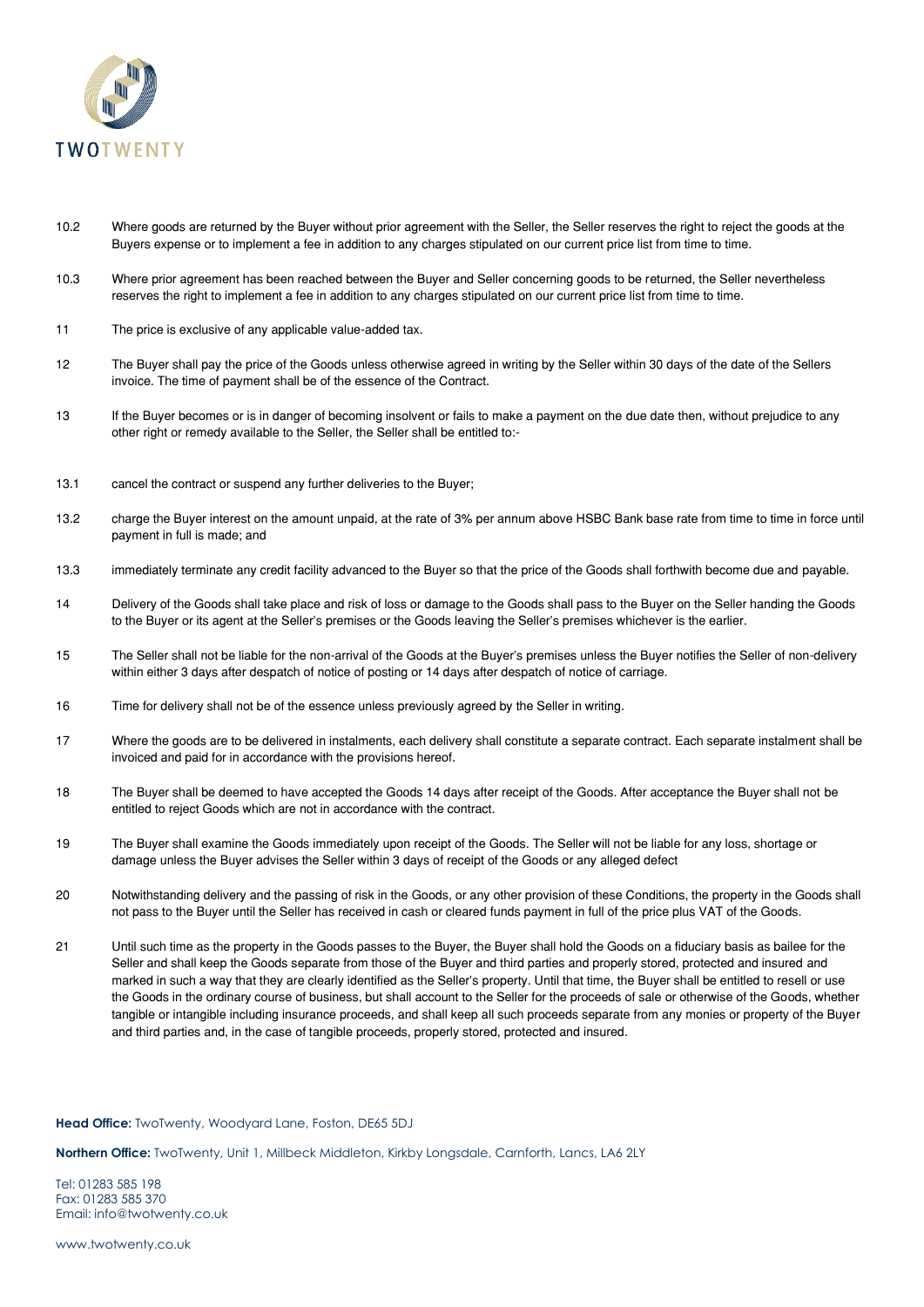TWOTWENTY

10.2 Where goods are returned by the Buyer without prior agreement with the Seller, the Seller reserves the right to reject the goods at the Buyers expense or to implement a fee in addition to any charges stipulated on our current price list from time to time.

10.3 Where prior agreement has been reached between the Buyer and Seller concerning goods to be returned, the Seller nevertheless reserves the right to implement a fee in addition to any charges stipulated on our current price list from time to time.

11 The price is exclusive of any applicable value-added tax.

12 The Buyer shall pay the price of the Goods unless otherwise agreed in writing by the Seller within 30 days of the date of the Sellers invoice. The time of payment shall be of the essence of the Contract.

13 If the Buyer becomes or is in danger of becoming insolvent or fails to make a payment on the due date then, without prejudice to any other right or remedy available to the Seller, the Seller shall be entitled to:-

13.1 cancel the contract or suspend any further deliveries to the Buyer;

13.2 charge the Buyer interest on the amount unpaid, at the rate of 3% per annum above HSBC Bank base rate from time to time in force until payment in full is made; and

13.3 immediately terminate any credit facility advanced to the Buyer so that the price of the Goods shall forthwith become due and payable.

14 Delivery of the Goods shall take place and risk of loss or damage to the Goods shall pass to the Buyer on the Seller handing the Goods to the Buyer or its agent at the Seller's premises or the Goods leaving the Seller's premises whichever is the earlier.

15 The Seller shall not be liable for the non-arrival of the Goods at the Buyer's premises unless the Buyer notifies the Seller of non-delivery within either 3 days after despatch of notice of posting or 14 days after despatch of notice of carriage.

16 Time for delivery shall not be of the essence unless previously agreed by the Seller in writing.

17 Where the goods are to be delivered in instalments, each delivery shall constitute a separate contract. Each separate instalment shall be invoiced and paid for in accordance with the provisions hereof.

18 The Buyer shall be deemed to have accepted the Goods 14 days after receipt of the Goods. After acceptance the Buyer shall not be entitled to reject Goods which are not in accordance with the contract.

19 The Buyer shall examine the Goods immediately upon receipt of the Goods. The Seller will not be liable for any loss, shortage or damage unless the Buyer advises the Seller within 3 days of receipt of the Goods or any alleged defect

20 Notwithstanding delivery and the passing of risk in the Goods, or any other provision of these Conditions, the property in the Goods shall not pass to the Buyer until the Seller has received in cash or cleared funds payment in full of the price plus VAT of the Goods.

21 Until such time as the property in the Goods passes to the Buyer, the Buyer shall hold the Goods on a fiduciary basis as bailee for the Seller and shall keep the Goods separate from those of the Buyer and third parties and properly stored, protected and insured and marked in such a way that they are clearly identified as the Seller's property. Until that time, the Buyer shall be entitled to resell or use the Goods in the ordinary course of business, but shall account to the Seller for the proceeds of sale or otherwise of the Goods, whether tangible or intangible including insurance proceeds, and shall keep all such proceeds separate from any monies or property of the Buyer and third parties and, in the case of tangible proceeds, properly stored, protected and insured.

**Head Office:** TwoTwenty, Woodyard Lane, Foston, DE65 5DJ

**Northern Office:** TwoTwenty, Unit 1, Millbeck Middleton, Kirkby Longsdale, Carnforth, Lancs, LA6 2LY

Tel: 01283 585 198
Fax: 01283 585 370
Email: info@twotwenty.co.uk

www.twotwenty.co.uk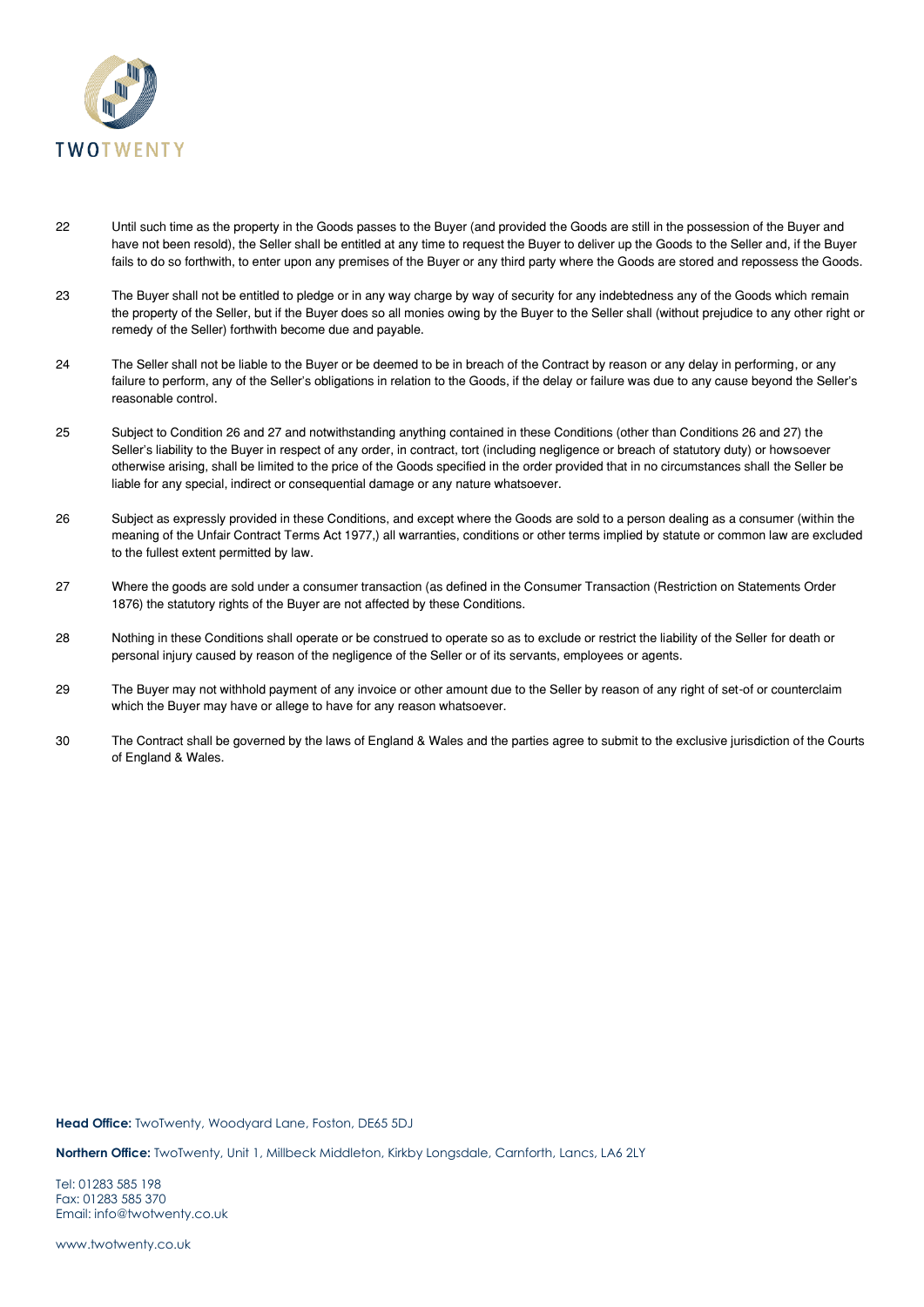TWOTWENTY

22 Until such time as the property in the Goods passes to the Buyer (and provided the Goods are still in the possession of the Buyer and have not been resold), the Seller shall be entitled at any time to request the Buyer to deliver up the Goods to the Seller and, if the Buyer fails to do so forthwith, to enter upon any premises of the Buyer or any third party where the Goods are stored and repossess the Goods.

23 The Buyer shall not be entitled to pledge or in any way charge by way of security for any indebtedness any of the Goods which remain the property of the Seller, but if the Buyer does so all monies owing by the Buyer to the Seller shall (without prejudice to any other right or remedy of the Seller) forthwith become due and payable.

24 The Seller shall not be liable to the Buyer or be deemed to be in breach of the Contract by reason or any delay in performing, or any failure to perform, any of the Seller's obligations in relation to the Goods, if the delay or failure was due to any cause beyond the Seller's reasonable control.

25 Subject to Condition 26 and 27 and notwithstanding anything contained in these Conditions (other than Conditions 26 and 27) the Seller's liability to the Buyer in respect of any order, in contract, tort (including negligence or breach of statutory duty) or howsoever otherwise arising, shall be limited to the price of the Goods specified in the order provided that in no circumstances shall the Seller be liable for any special, indirect or consequential damage or any nature whatsoever.

26 Subject as expressly provided in these Conditions, and except where the Goods are sold to a person dealing as a consumer (within the meaning of the Unfair Contract Terms Act 1977,) all warranties, conditions or other terms implied by statute or common law are excluded to the fullest extent permitted by law.

27 Where the goods are sold under a consumer transaction (as defined in the Consumer Transaction (Restriction on Statements Order 1876) the statutory rights of the Buyer are not affected by these Conditions.

28 Nothing in these Conditions shall operate or be construed to operate so as to exclude or restrict the liability of the Seller for death or personal injury caused by reason of the negligence of the Seller or of its servants, employees or agents.

29 The Buyer may not withhold payment of any invoice or other amount due to the Seller by reason of any right of set-of or counterclaim which the Buyer may have or allege to have for any reason whatsoever.

30 The Contract shall be governed by the laws of England & Wales and the parties agree to submit to the exclusive jurisdiction of the Courts of England & Wales.

**Head Office:** TwoTwenty, Woodyard Lane, Foston, DE65 5DJ

**Northern Office:** TwoTwenty, Unit 1, Millbeck Middleton, Kirkby Longsdale, Carnforth, Lancs, LA6 2LY

Tel: 01283 585 198
Fax: 01283 585 370
Email: info@twotwenty.co.uk

www.twotwenty.co.uk